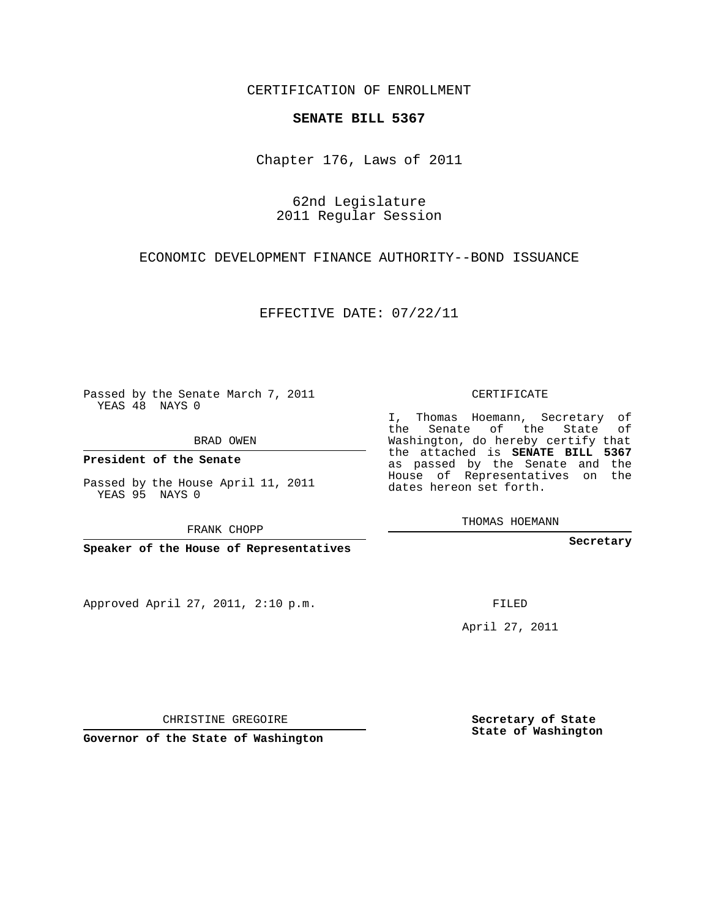CERTIFICATION OF ENROLLMENT

**SENATE BILL 5367**

Chapter 176, Laws of 2011

62nd Legislature
2011 Regular Session

ECONOMIC DEVELOPMENT FINANCE AUTHORITY--BOND ISSUANCE

EFFECTIVE DATE: 07/22/11

Passed by the Senate March 7, 2011
YEAS 48 NAYS 0

BRAD OWEN

**President of the Senate**

Passed by the House April 11, 2011
YEAS 95 NAYS 0

FRANK CHOPP

**Speaker of the House of Representatives**

CERTIFICATE

I, Thomas Hoemann, Secretary of the Senate of the State of Washington, do hereby certify that the attached is **SENATE BILL 5367** as passed by the Senate and the House of Representatives on the dates hereon set forth.

THOMAS HOEMANN

**Secretary**

Approved April 27, 2011, 2:10 p.m.

FILED

April 27, 2011

CHRISTINE GREGOIRE

**Governor of the State of Washington**

**Secretary of State**
**State of Washington**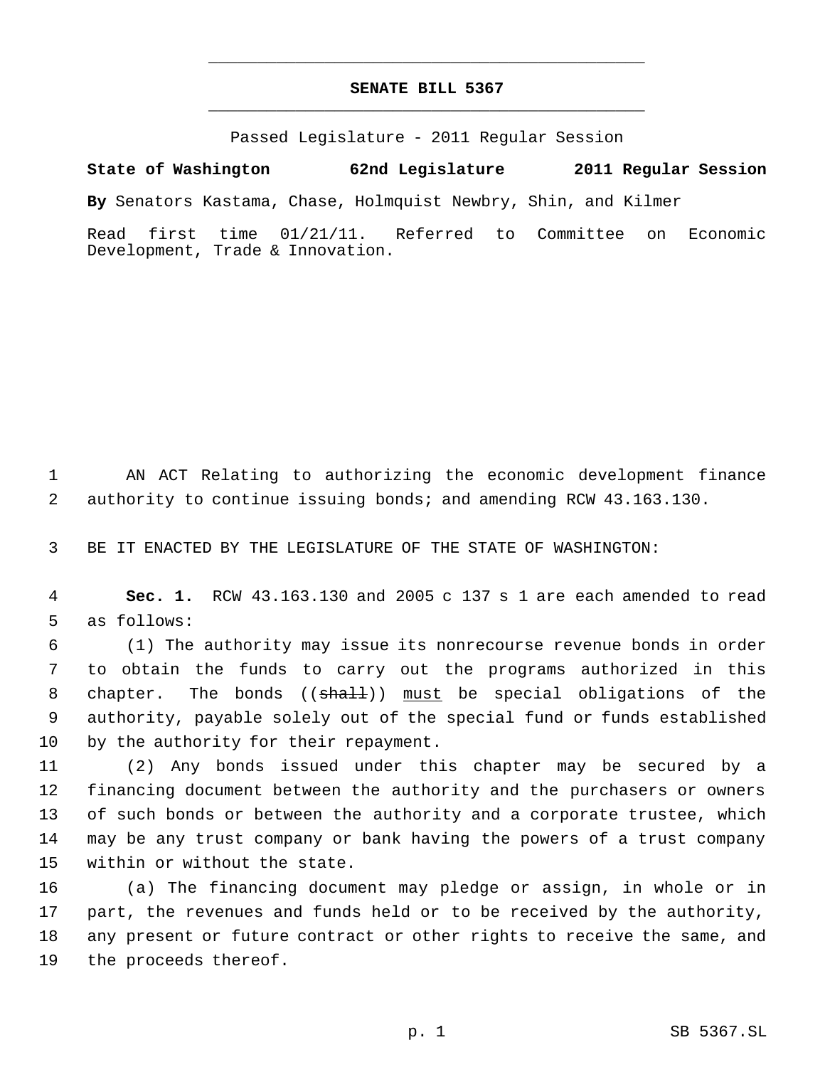# SENATE BILL 5367

Passed Legislature - 2011 Regular Session

**State of Washington 62nd Legislature 2011 Regular Session**

**By** Senators Kastama, Chase, Holmquist Newbry, Shin, and Kilmer

Read first time 01/21/11. Referred to Committee on Economic Development, Trade & Innovation.

1 AN ACT Relating to authorizing the economic development finance
2 authority to continue issuing bonds; and amending RCW 43.163.130.

3 BE IT ENACTED BY THE LEGISLATURE OF THE STATE OF WASHINGTON:

4 **Sec. 1.** RCW 43.163.130 and 2005 c 137 s 1 are each amended to read
5 as follows:

6 (1) The authority may issue its nonrecourse revenue bonds in order
7 to obtain the funds to carry out the programs authorized in this
8 chapter. The bonds ((~~shall~~)) <u>must</u> be special obligations of the
9 authority, payable solely out of the special fund or funds established
10 by the authority for their repayment.

11 (2) Any bonds issued under this chapter may be secured by a
12 financing document between the authority and the purchasers or owners
13 of such bonds or between the authority and a corporate trustee, which
14 may be any trust company or bank having the powers of a trust company
15 within or without the state.

16 (a) The financing document may pledge or assign, in whole or in
17 part, the revenues and funds held or to be received by the authority,
18 any present or future contract or other rights to receive the same, and
19 the proceeds thereof.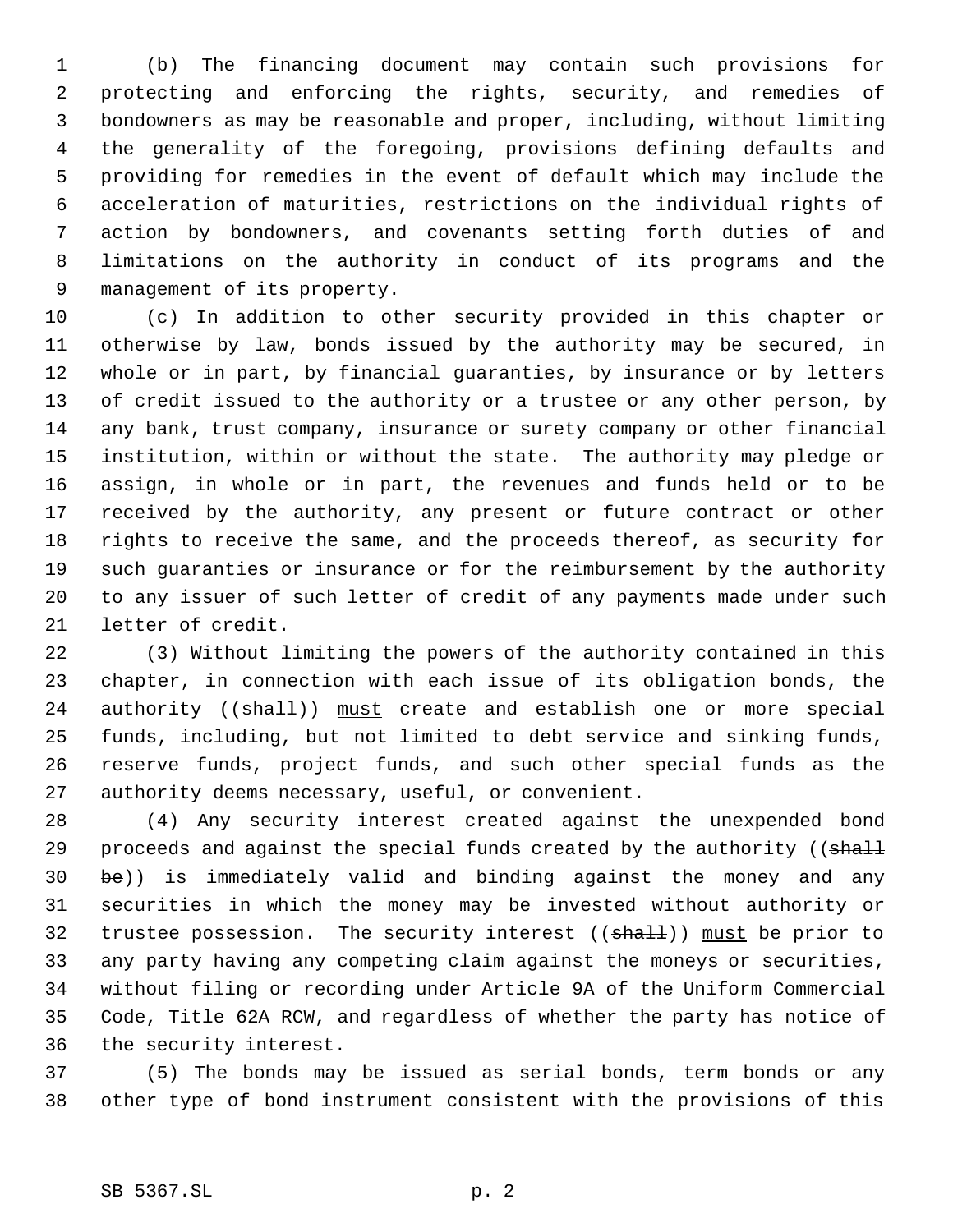(b) The financing document may contain such provisions for protecting and enforcing the rights, security, and remedies of bondowners as may be reasonable and proper, including, without limiting the generality of the foregoing, provisions defining defaults and providing for remedies in the event of default which may include the acceleration of maturities, restrictions on the individual rights of action by bondowners, and covenants setting forth duties of and limitations on the authority in conduct of its programs and the management of its property.

(c) In addition to other security provided in this chapter or otherwise by law, bonds issued by the authority may be secured, in whole or in part, by financial guaranties, by insurance or by letters of credit issued to the authority or a trustee or any other person, by any bank, trust company, insurance or surety company or other financial institution, within or without the state. The authority may pledge or assign, in whole or in part, the revenues and funds held or to be received by the authority, any present or future contract or other rights to receive the same, and the proceeds thereof, as security for such guaranties or insurance or for the reimbursement by the authority to any issuer of such letter of credit of any payments made under such letter of credit.

(3) Without limiting the powers of the authority contained in this chapter, in connection with each issue of its obligation bonds, the authority ((~~shall~~)) <u>must</u> create and establish one or more special funds, including, but not limited to debt service and sinking funds, reserve funds, project funds, and such other special funds as the authority deems necessary, useful, or convenient.

(4) Any security interest created against the unexpended bond proceeds and against the special funds created by the authority ((~~shall be~~)) <u>is</u> immediately valid and binding against the money and any securities in which the money may be invested without authority or trustee possession. The security interest ((~~shall~~)) <u>must</u> be prior to any party having any competing claim against the moneys or securities, without filing or recording under Article 9A of the Uniform Commercial Code, Title 62A RCW, and regardless of whether the party has notice of the security interest.

(5) The bonds may be issued as serial bonds, term bonds or any other type of bond instrument consistent with the provisions of this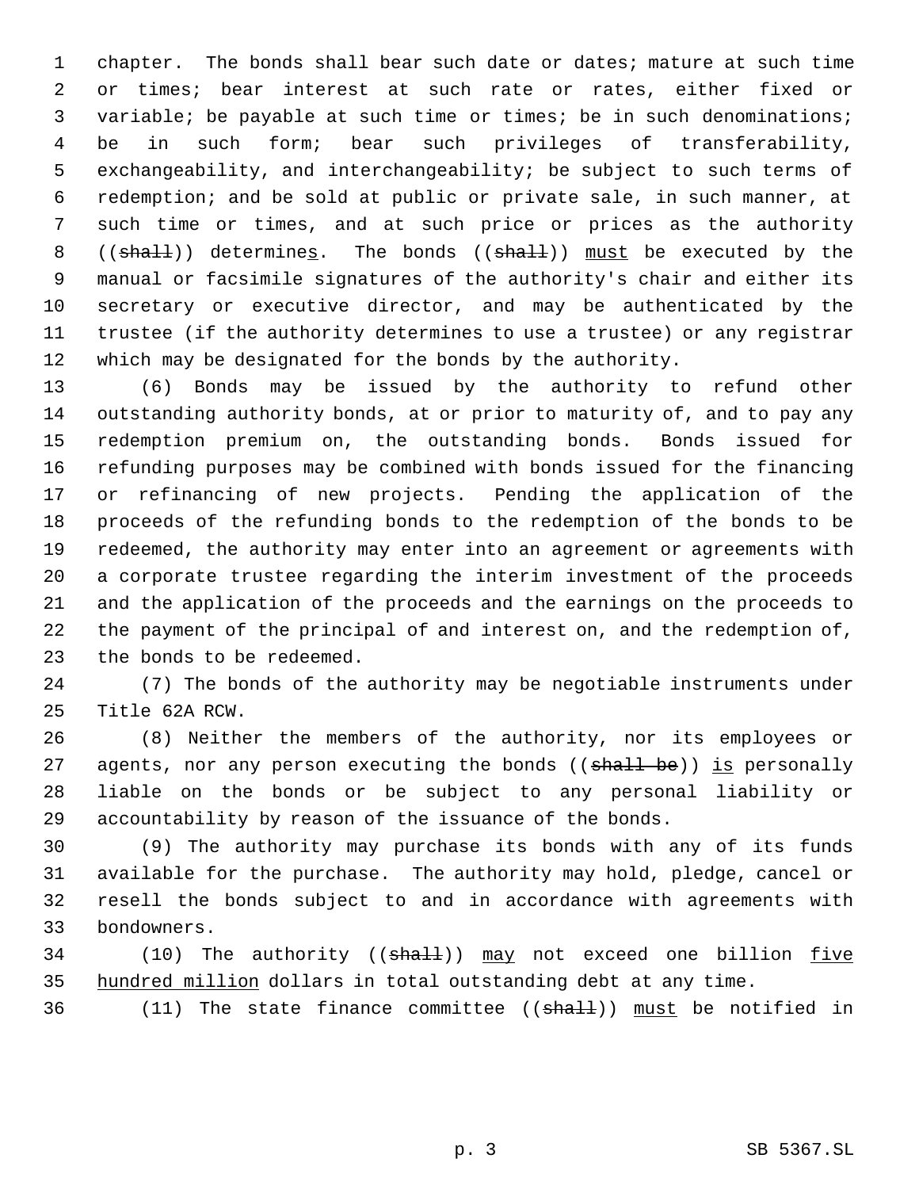chapter. The bonds shall bear such date or dates; mature at such time or times; bear interest at such rate or rates, either fixed or variable; be payable at such time or times; be in such denominations; be in such form; bear such privileges of transferability, exchangeability, and interchangeability; be subject to such terms of redemption; and be sold at public or private sale, in such manner, at such time or times, and at such price or prices as the authority ((~~shall~~)) determine<u>s</u>. The bonds ((~~shall~~)) <u>must</u> be executed by the manual or facsimile signatures of the authority's chair and either its secretary or executive director, and may be authenticated by the trustee (if the authority determines to use a trustee) or any registrar which may be designated for the bonds by the authority.

(6) Bonds may be issued by the authority to refund other outstanding authority bonds, at or prior to maturity of, and to pay any redemption premium on, the outstanding bonds. Bonds issued for refunding purposes may be combined with bonds issued for the financing or refinancing of new projects. Pending the application of the proceeds of the refunding bonds to the redemption of the bonds to be redeemed, the authority may enter into an agreement or agreements with a corporate trustee regarding the interim investment of the proceeds and the application of the proceeds and the earnings on the proceeds to the payment of the principal of and interest on, and the redemption of, the bonds to be redeemed.

(7) The bonds of the authority may be negotiable instruments under Title 62A RCW.

(8) Neither the members of the authority, nor its employees or agents, nor any person executing the bonds ((~~shall be~~)) <u>is</u> personally liable on the bonds or be subject to any personal liability or accountability by reason of the issuance of the bonds.

(9) The authority may purchase its bonds with any of its funds available for the purchase. The authority may hold, pledge, cancel or resell the bonds subject to and in accordance with agreements with bondowners.

(10) The authority ((~~shall~~)) <u>may</u> not exceed one billion <u>five hundred million</u> dollars in total outstanding debt at any time.

(11) The state finance committee ((~~shall~~)) <u>must</u> be notified in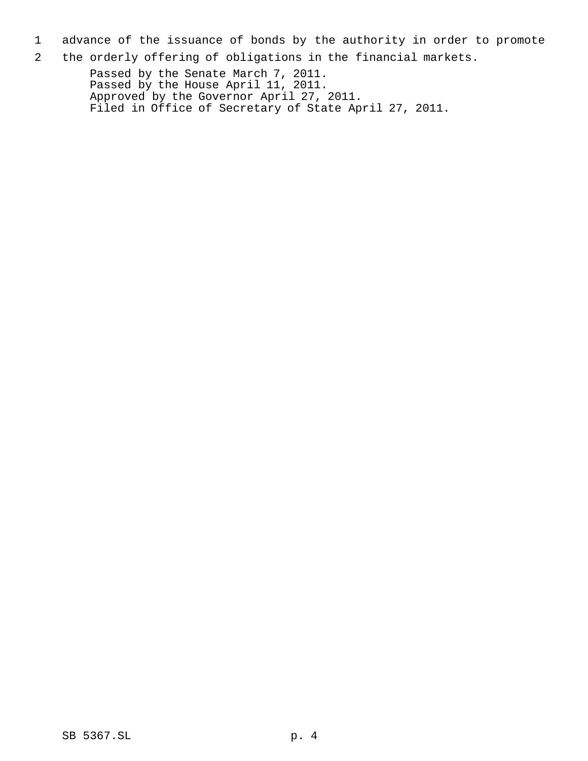advance of the issuance of bonds by the authority in order to promote the orderly offering of obligations in the financial markets.

Passed by the Senate March 7, 2011.
Passed by the House April 11, 2011.
Approved by the Governor April 27, 2011.
Filed in Office of Secretary of State April 27, 2011.